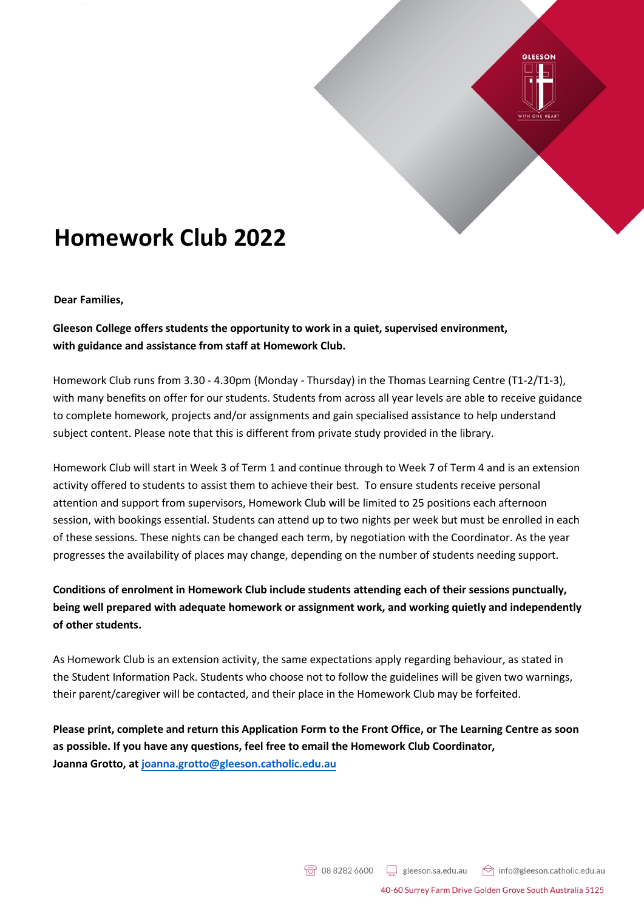# Homework Club 2022

**Dear Families,**

**Gleeson College offers students the opportunity to work in a quiet, supervised environment, with guidance and assistance from staff at Homework Club.**

Homework Club runs from 3.30 - 4.30pm (Monday - Thursday) in the Thomas Learning Centre (T1-2/T1-3), with many benefits on offer for our students. Students from across all year levels are able to receive guidance to complete homework, projects and/or assignments and gain specialised assistance to help understand subject content. Please note that this is different from private study provided in the library.

Homework Club will start in Week 3 of Term 1 and continue through to Week 7 of Term 4 and is an extension activity offered to students to assist them to achieve their best. To ensure students receive personal attention and support from supervisors, Homework Club will be limited to 25 positions each afternoon session, with bookings essential. Students can attend up to two nights per week but must be enrolled in each of these sessions. These nights can be changed each term, by negotiation with the Coordinator. As the year progresses the availability of places may change, depending on the number of students needing support.

**Conditions of enrolment in Homework Club include students attending each of their sessions punctually, being well prepared with adequate homework or assignment work, and working quietly and independently of other students.**

As Homework Club is an extension activity, the same expectations apply regarding behaviour, as stated in the Student Information Pack. Students who choose not to follow the guidelines will be given two warnings, their parent/caregiver will be contacted, and their place in the Homework Club may be forfeited.

**Please print, complete and return this Application Form to the Front Office, or The Learning Centre as soon as possible. If you have any questions, feel free to email the Homework Club Coordinator, Joanna Grotto, at [joanna.grotto@gleeson.catholic.edu.au](mailto:joanna.grotto@gleeson.catholic.edu.au)**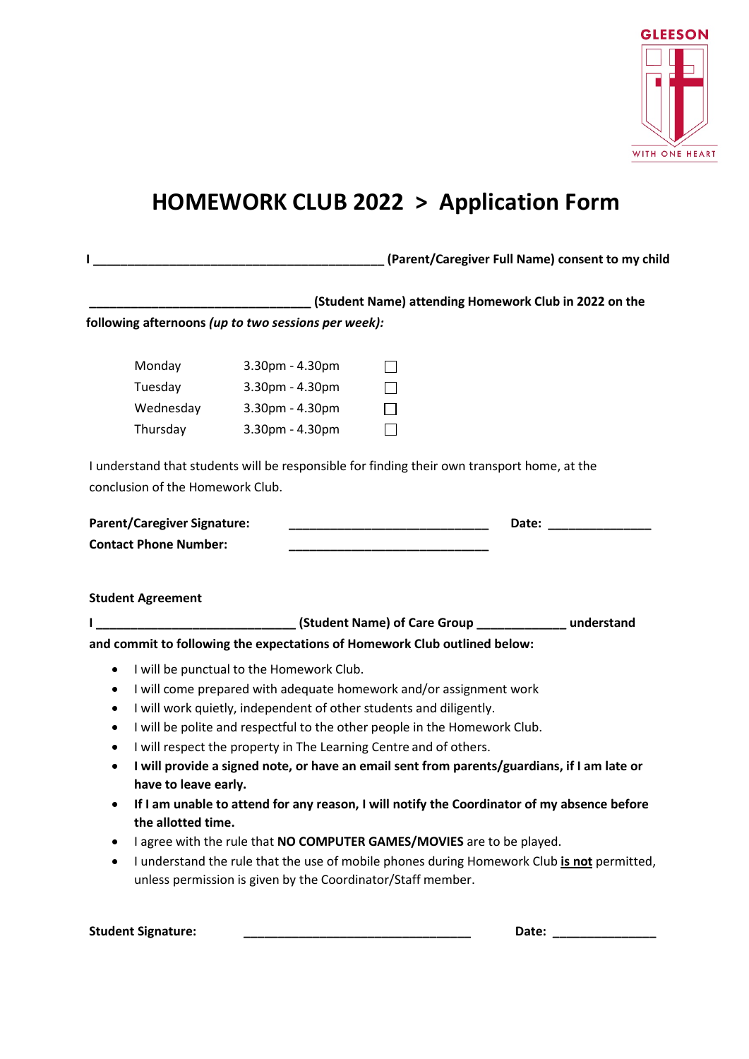GLEESON

WITH ONE HEART

# HOMEWORK CLUB 2022 > Application Form

**I \_\_\_\_\_\_\_\_\_\_\_\_\_\_\_\_\_\_\_\_\_\_\_\_\_\_\_\_\_\_\_\_\_\_\_\_\_\_\_\_\_\_ (Parent/Caregiver Full Name) consent to my child**

**\_\_\_\_\_\_\_\_\_\_\_\_\_\_\_\_\_\_\_\_\_\_\_\_\_\_\_\_\_\_\_\_ (Student Name) attending Homework Club in 2022 on the following afternoons** ***(up to two sessions per week):***

| | | |
|---|---|---|
| Monday | 3.30pm - 4.30pm | ☐ |
| Tuesday | 3.30pm - 4.30pm | ☐ |
| Wednesday | 3.30pm - 4.30pm | ☐ |
| Thursday | 3.30pm - 4.30pm | ☐ |

I understand that students will be responsible for finding their own transport home, at the conclusion of the Homework Club.

**Parent/Caregiver Signature:** \_\_\_\_\_\_\_\_\_\_\_\_\_\_\_\_\_\_\_\_\_\_\_\_\_\_\_\_\_\_ **Date:** \_\_\_\_\_\_\_\_\_\_\_\_\_\_\_

**Contact Phone Number:** \_\_\_\_\_\_\_\_\_\_\_\_\_\_\_\_\_\_\_\_\_\_\_\_\_\_\_\_\_\_

**Student Agreement**

**I \_\_\_\_\_\_\_\_\_\_\_\_\_\_\_\_\_\_\_\_\_\_\_\_\_\_\_\_\_ (Student Name) of Care Group \_\_\_\_\_\_\_\_\_\_\_\_\_ understand and commit to following the expectations of Homework Club outlined below:**

- I will be punctual to the Homework Club.
- I will come prepared with adequate homework and/or assignment work
- I will work quietly, independent of other students and diligently.
- I will be polite and respectful to the other people in the Homework Club.
- I will respect the property in The Learning Centre and of others.
- **I will provide a signed note, or have an email sent from parents/guardians, if I am late or have to leave early.**
- **If I am unable to attend for any reason, I will notify the Coordinator of my absence before the allotted time.**
- I agree with the rule that **NO COMPUTER GAMES/MOVIES** are to be played.
- I understand the rule that the use of mobile phones during Homework Club **<u>is not</u>** permitted, unless permission is given by the Coordinator/Staff member.

**Student Signature:** \_\_\_\_\_\_\_\_\_\_\_\_\_\_\_\_\_\_\_\_\_\_\_\_\_\_\_\_\_\_\_\_\_\_ **Date:** \_\_\_\_\_\_\_\_\_\_\_\_\_\_\_